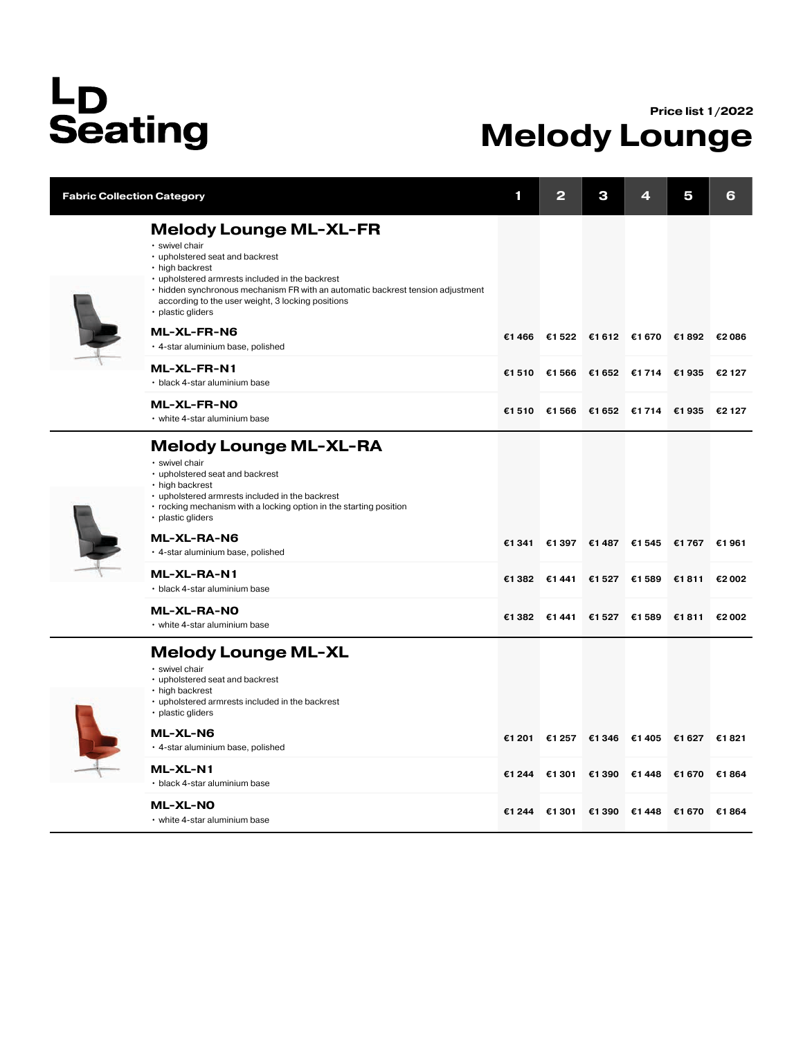# LD Seating

Price list 1/2022

# Melody Lounge

| Fabric Collection Category | 1 | 2 | 3 | 4 | 5 | 6 |
|---|---|---|---|---|---|---|
| **Melody Lounge ML-XL-FR**<br>• swivel chair<br>• upholstered seat and backrest<br>• high backrest<br>• upholstered armrests included in the backrest<br>• hidden synchronous mechanism FR with an automatic backrest tension adjustment according to the user weight, 3 locking positions<br>• plastic gliders | | | | | | |
| **ML-XL-FR-N6**<br>• 4-star aluminium base, polished | €1 466 | €1 522 | €1 612 | €1 670 | €1 892 | €2 086 |
| **ML-XL-FR-N1**<br>• black 4-star aluminium base | €1 510 | €1 566 | €1 652 | €1 714 | €1 935 | €2 127 |
| **ML-XL-FR-NO**<br>• white 4-star aluminium base | €1 510 | €1 566 | €1 652 | €1 714 | €1 935 | €2 127 |
| **Melody Lounge ML-XL-RA**<br>• swivel chair<br>• upholstered seat and backrest<br>• high backrest<br>• upholstered armrests included in the backrest<br>• rocking mechanism with a locking option in the starting position<br>• plastic gliders | | | | | | |
| **ML-XL-RA-N6**<br>• 4-star aluminium base, polished | €1 341 | €1 397 | €1 487 | €1 545 | €1 767 | €1 961 |
| **ML-XL-RA-N1**<br>• black 4-star aluminium base | €1 382 | €1 441 | €1 527 | €1 589 | €1 811 | €2 002 |
| **ML-XL-RA-NO**<br>• white 4-star aluminium base | €1 382 | €1 441 | €1 527 | €1 589 | €1 811 | €2 002 |
| **Melody Lounge ML-XL**<br>• swivel chair<br>• upholstered seat and backrest<br>• high backrest<br>• upholstered armrests included in the backrest<br>• plastic gliders | | | | | | |
| **ML-XL-N6**<br>• 4-star aluminium base, polished | €1 201 | €1 257 | €1 346 | €1 405 | €1 627 | €1 821 |
| **ML-XL-N1**<br>• black 4-star aluminium base | €1 244 | €1 301 | €1 390 | €1 448 | €1 670 | €1 864 |
| **ML-XL-NO**<br>• white 4-star aluminium base | €1 244 | €1 301 | €1 390 | €1 448 | €1 670 | €1 864 |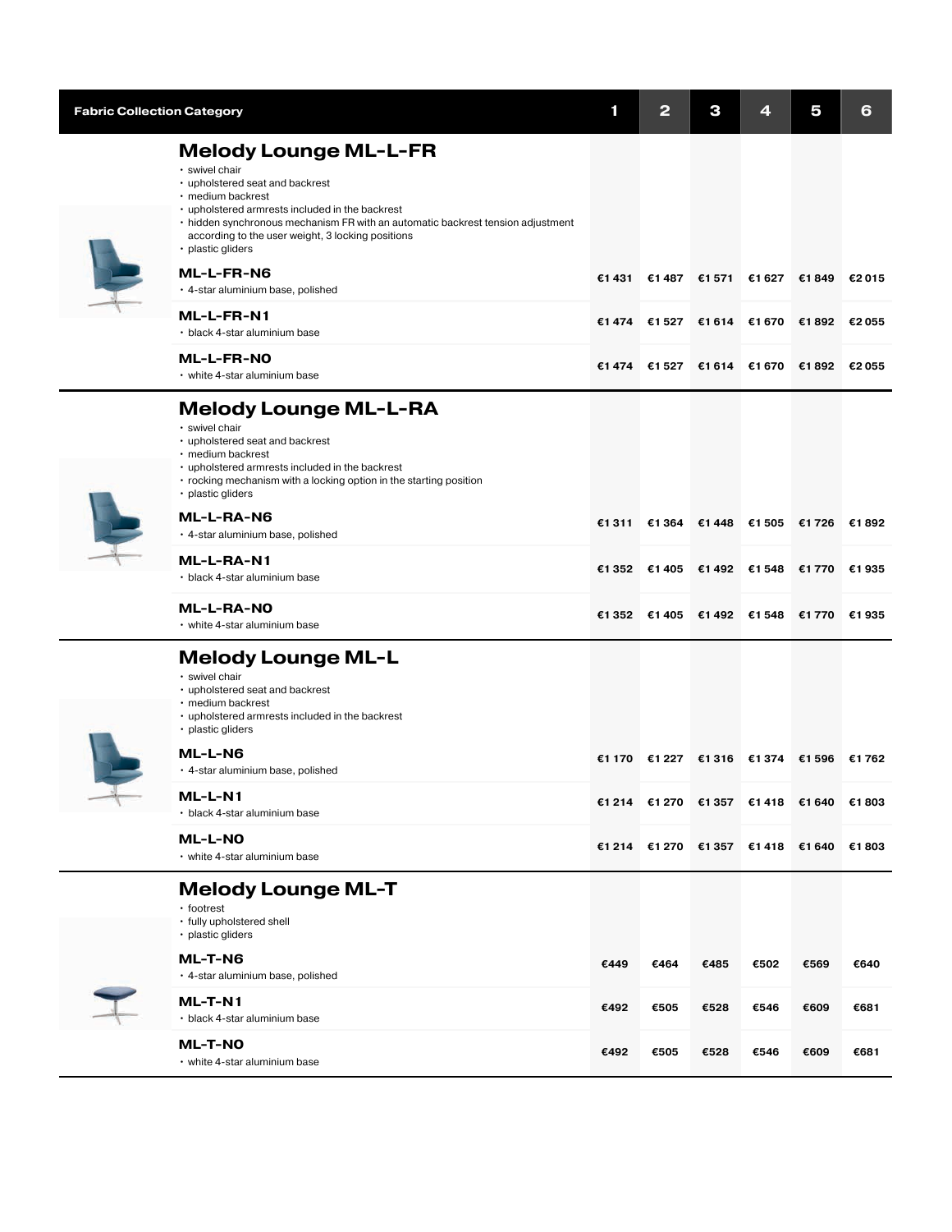| Fabric Collection Category | 1 | 2 | 3 | 4 | 5 | 6 |
|---|---|---|---|---|---|---|
| **Melody Lounge ML-L-FR**<br>• swivel chair<br>• upholstered seat and backrest<br>• medium backrest<br>• upholstered armrests included in the backrest<br>• hidden synchronous mechanism FR with an automatic backrest tension adjustment according to the user weight, 3 locking positions<br>• plastic gliders | | | | | | |
| **ML-L-FR-N6**<br>• 4-star aluminium base, polished | €1 431 | €1 487 | €1 571 | €1 627 | €1 849 | €2 015 |
| **ML-L-FR-N1**<br>• black 4-star aluminium base | €1 474 | €1 527 | €1 614 | €1 670 | €1 892 | €2 055 |
| **ML-L-FR-NO**<br>• white 4-star aluminium base | €1 474 | €1 527 | €1 614 | €1 670 | €1 892 | €2 055 |
| **Melody Lounge ML-L-RA**<br>• swivel chair<br>• upholstered seat and backrest<br>• medium backrest<br>• upholstered armrests included in the backrest<br>• rocking mechanism with a locking option in the starting position<br>• plastic gliders | | | | | | |
| **ML-L-RA-N6**<br>• 4-star aluminium base, polished | €1 311 | €1 364 | €1 448 | €1 505 | €1 726 | €1 892 |
| **ML-L-RA-N1**<br>• black 4-star aluminium base | €1 352 | €1 405 | €1 492 | €1 548 | €1 770 | €1 935 |
| **ML-L-RA-NO**<br>• white 4-star aluminium base | €1 352 | €1 405 | €1 492 | €1 548 | €1 770 | €1 935 |
| **Melody Lounge ML-L**<br>• swivel chair<br>• upholstered seat and backrest<br>• medium backrest<br>• upholstered armrests included in the backrest<br>• plastic gliders | | | | | | |
| **ML-L-N6**<br>• 4-star aluminium base, polished | €1 170 | €1 227 | €1 316 | €1 374 | €1 596 | €1 762 |
| **ML-L-N1**<br>• black 4-star aluminium base | €1 214 | €1 270 | €1 357 | €1 418 | €1 640 | €1 803 |
| **ML-L-NO**<br>• white 4-star aluminium base | €1 214 | €1 270 | €1 357 | €1 418 | €1 640 | €1 803 |
| **Melody Lounge ML-T**<br>• footrest<br>• fully upholstered shell<br>• plastic gliders | | | | | | |
| **ML-T-N6**<br>• 4-star aluminium base, polished | €449 | €464 | €485 | €502 | €569 | €640 |
| **ML-T-N1**<br>• black 4-star aluminium base | €492 | €505 | €528 | €546 | €609 | €681 |
| **ML-T-NO**<br>• white 4-star aluminium base | €492 | €505 | €528 | €546 | €609 | €681 |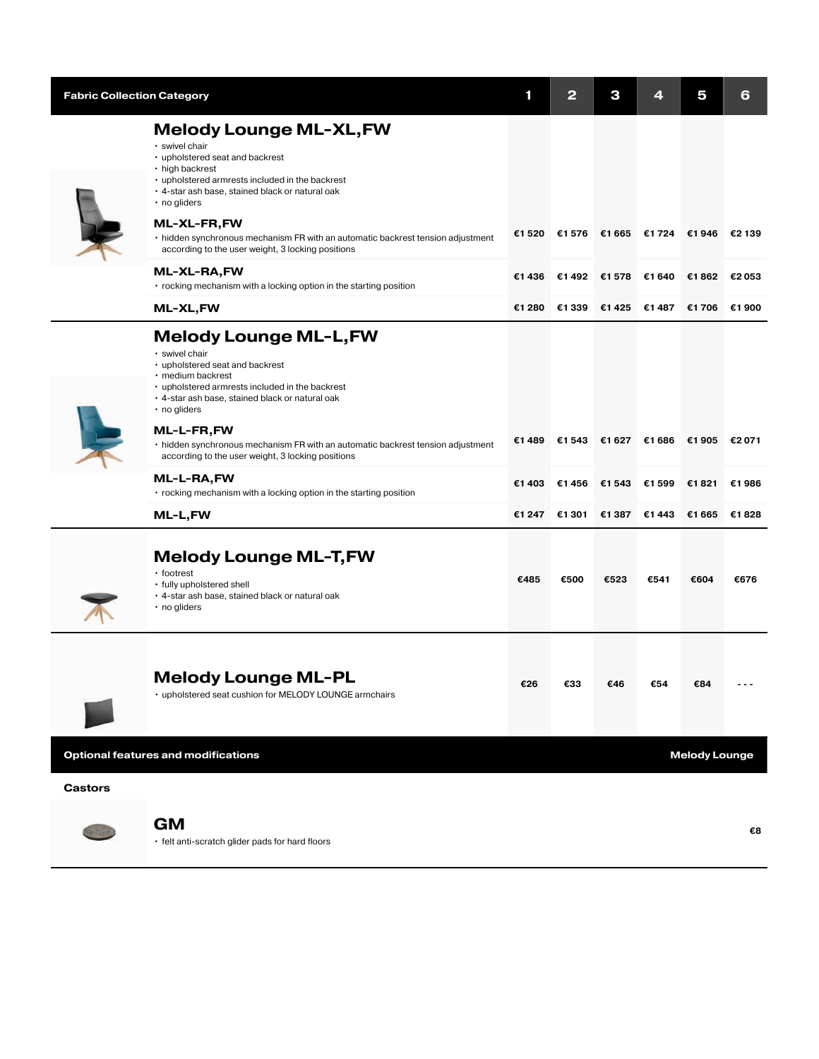| Fabric Collection Category | 1 | 2 | 3 | 4 | 5 | 6 |
|---|---|---|---|---|---|---|
| **Melody Lounge ML-XL,FW**<br>• swivel chair<br>• upholstered seat and backrest<br>• high backrest<br>• upholstered armrests included in the backrest<br>• 4-star ash base, stained black or natural oak<br>• no gliders | | | | | | |
| **ML-XL-FR,FW**<br>• hidden synchronous mechanism FR with an automatic backrest tension adjustment according to the user weight, 3 locking positions | €1 520 | €1 576 | €1 665 | €1 724 | €1 946 | €2 139 |
| **ML-XL-RA,FW**<br>• rocking mechanism with a locking option in the starting position | €1 436 | €1 492 | €1 578 | €1 640 | €1 862 | €2 053 |
| **ML-XL,FW** | €1 280 | €1 339 | €1 425 | €1 487 | €1 706 | €1 900 |
| **Melody Lounge ML-L,FW**<br>• swivel chair<br>• upholstered seat and backrest<br>• medium backrest<br>• upholstered armrests included in the backrest<br>• 4-star ash base, stained black or natural oak<br>• no gliders | | | | | | |
| **ML-L-FR,FW**<br>• hidden synchronous mechanism FR with an automatic backrest tension adjustment according to the user weight, 3 locking positions | €1 489 | €1 543 | €1 627 | €1 686 | €1 905 | €2 071 |
| **ML-L-RA,FW**<br>• rocking mechanism with a locking option in the starting position | €1 403 | €1 456 | €1 543 | €1 599 | €1 821 | €1 986 |
| **ML-L,FW** | €1 247 | €1 301 | €1 387 | €1 443 | €1 665 | €1 828 |
| **Melody Lounge ML-T,FW**<br>• footrest<br>• fully upholstered shell<br>• 4-star ash base, stained black or natural oak<br>• no gliders | €485 | €500 | €523 | €541 | €604 | €676 |
| **Melody Lounge ML-PL**<br>• upholstered seat cushion for MELODY LOUNGE armchairs | €26 | €33 | €46 | €54 | €84 | - - - |

| Optional features and modifications | Melody Lounge |
|---|---|
| **Castors** | |
| **GM**<br>• felt anti-scratch glider pads for hard floors | €8 |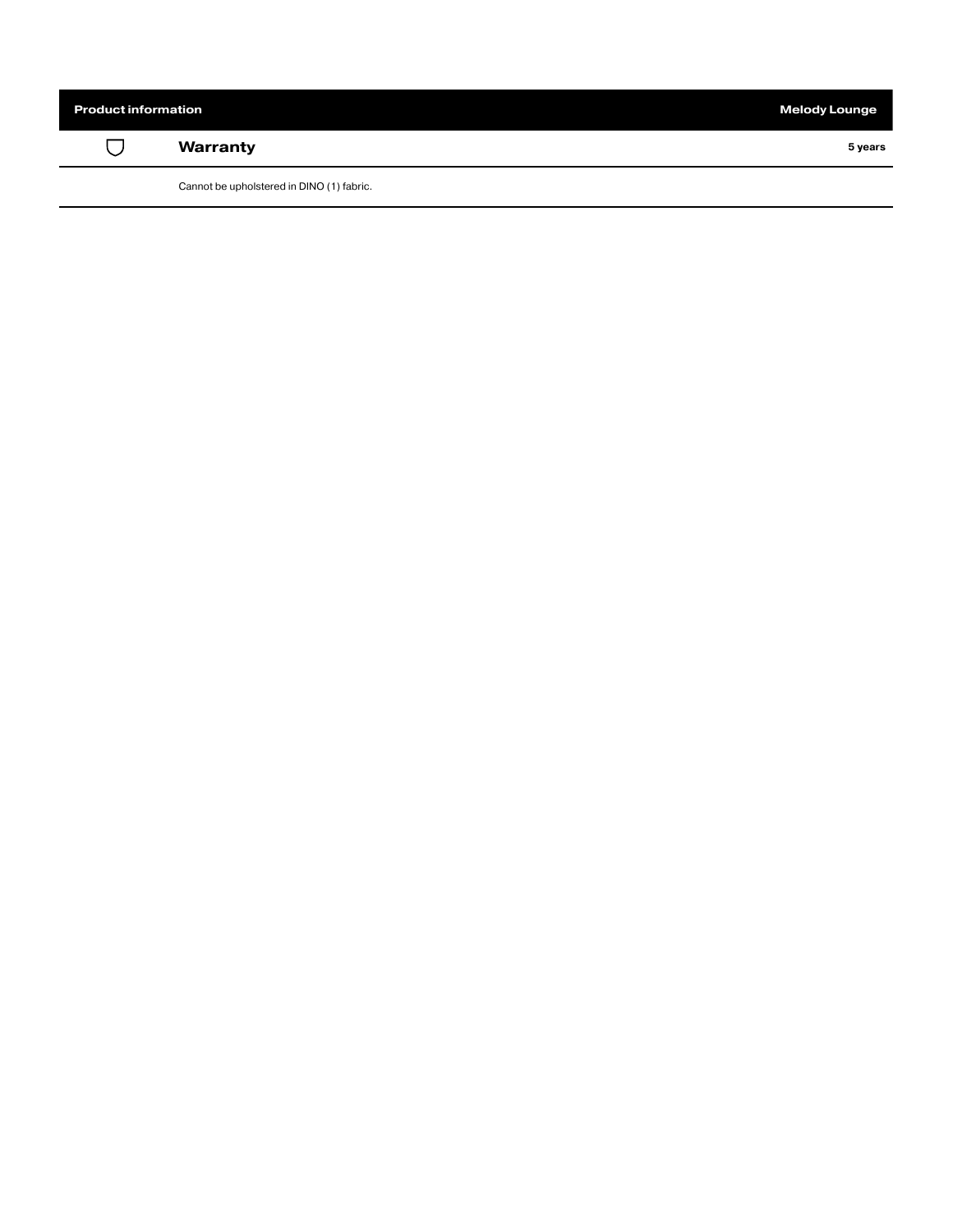**Product information** — **Melody Lounge**

## Warranty

**5 years**

Cannot be upholstered in DINO (1) fabric.